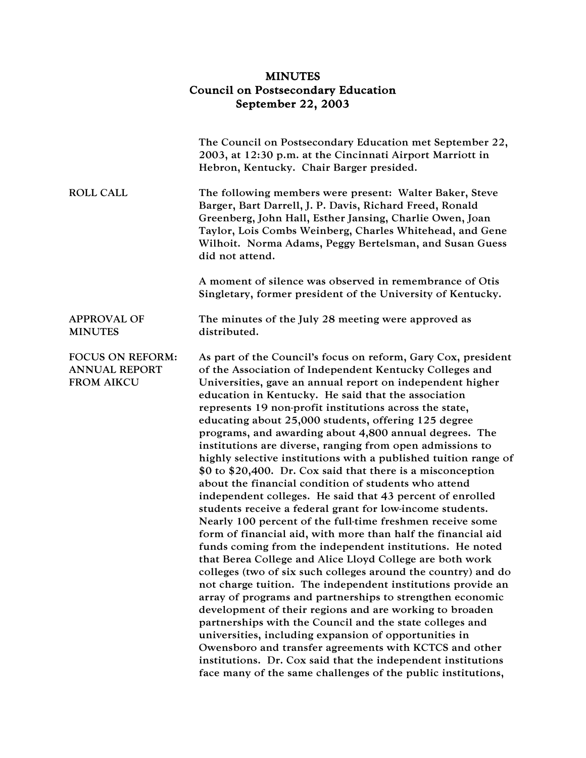# MINUTES
## Council on Postsecondary Education
### September 22, 2003

The Council on Postsecondary Education met September 22, 2003, at 12:30 p.m. at the Cincinnati Airport Marriott in Hebron, Kentucky. Chair Barger presided.

**ROLL CALL**

The following members were present: Walter Baker, Steve Barger, Bart Darrell, J. P. Davis, Richard Freed, Ronald Greenberg, John Hall, Esther Jansing, Charlie Owen, Joan Taylor, Lois Combs Weinberg, Charles Whitehead, and Gene Wilhoit. Norma Adams, Peggy Bertelsman, and Susan Guess did not attend.

A moment of silence was observed in remembrance of Otis Singletary, former president of the University of Kentucky.

**APPROVAL OF MINUTES**

The minutes of the July 28 meeting were approved as distributed.

**FOCUS ON REFORM: ANNUAL REPORT FROM AICKU**

As part of the Council's focus on reform, Gary Cox, president of the Association of Independent Kentucky Colleges and Universities, gave an annual report on independent higher education in Kentucky. He said that the association represents 19 non-profit institutions across the state, educating about 25,000 students, offering 125 degree programs, and awarding about 4,800 annual degrees. The institutions are diverse, ranging from open admissions to highly selective institutions with a published tuition range of $0 to $20,400. Dr. Cox said that there is a misconception about the financial condition of students who attend independent colleges. He said that 43 percent of enrolled students receive a federal grant for low-income students. Nearly 100 percent of the full-time freshmen receive some form of financial aid, with more than half the financial aid funds coming from the independent institutions. He noted that Berea College and Alice Lloyd College are both work colleges (two of six such colleges around the country) and do not charge tuition. The independent institutions provide an array of programs and partnerships to strengthen economic development of their regions and are working to broaden partnerships with the Council and the state colleges and universities, including expansion of opportunities in Owensboro and transfer agreements with KCTCS and other institutions. Dr. Cox said that the independent institutions face many of the same challenges of the public institutions,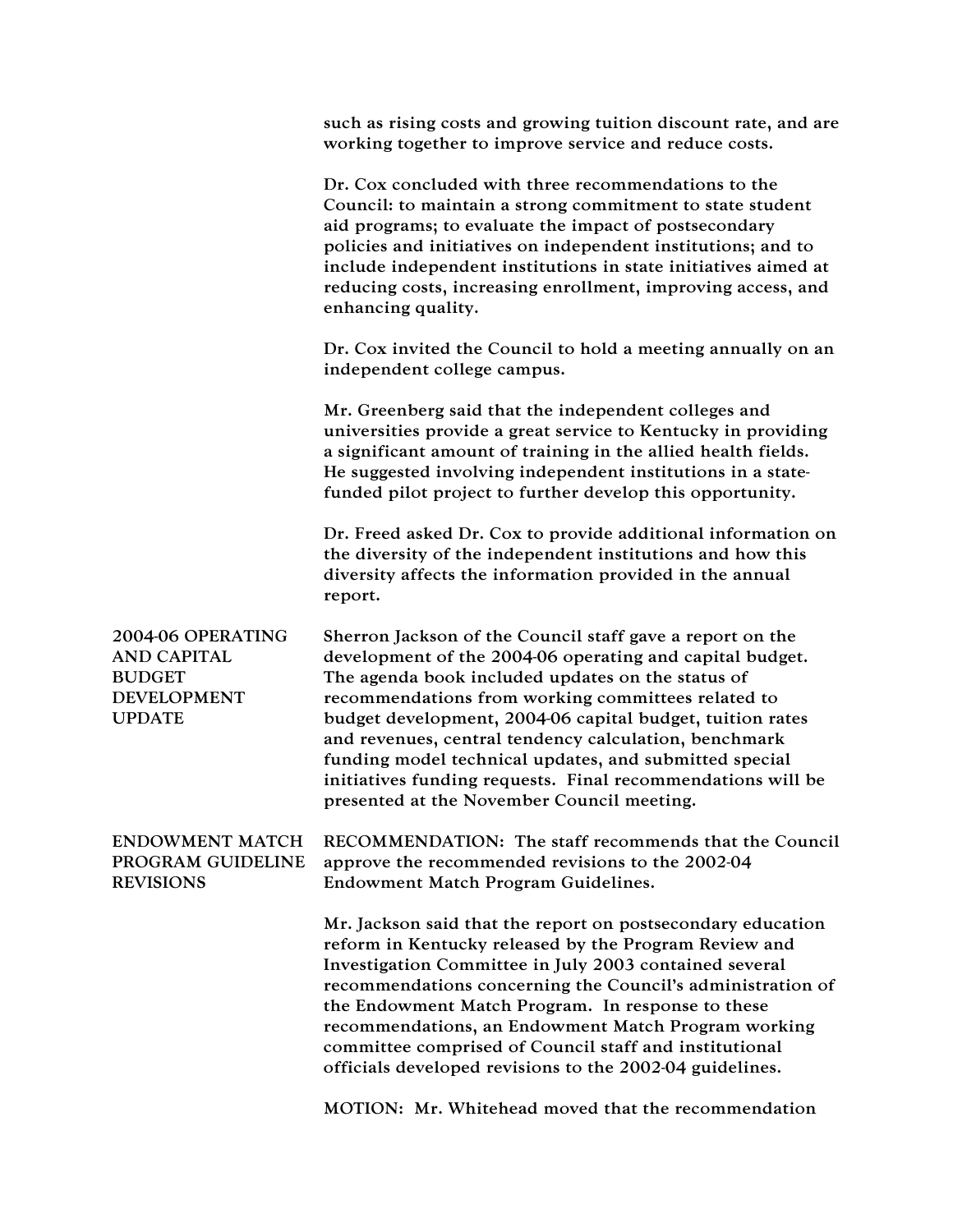such as rising costs and growing tuition discount rate, and are working together to improve service and reduce costs.

Dr. Cox concluded with three recommendations to the Council: to maintain a strong commitment to state student aid programs; to evaluate the impact of postsecondary policies and initiatives on independent institutions; and to include independent institutions in state initiatives aimed at reducing costs, increasing enrollment, improving access, and enhancing quality.

Dr. Cox invited the Council to hold a meeting annually on an independent college campus.

Mr. Greenberg said that the independent colleges and universities provide a great service to Kentucky in providing a significant amount of training in the allied health fields. He suggested involving independent institutions in a state-funded pilot project to further develop this opportunity.

Dr. Freed asked Dr. Cox to provide additional information on the diversity of the independent institutions and how this diversity affects the information provided in the annual report.

**2004-06 OPERATING AND CAPITAL BUDGET DEVELOPMENT UPDATE**

Sherron Jackson of the Council staff gave a report on the development of the 2004-06 operating and capital budget. The agenda book included updates on the status of recommendations from working committees related to budget development, 2004-06 capital budget, tuition rates and revenues, central tendency calculation, benchmark funding model technical updates, and submitted special initiatives funding requests. Final recommendations will be presented at the November Council meeting.

**ENDOWMENT MATCH PROGRAM GUIDELINE REVISIONS**

RECOMMENDATION: The staff recommends that the Council approve the recommended revisions to the 2002-04 Endowment Match Program Guidelines.

Mr. Jackson said that the report on postsecondary education reform in Kentucky released by the Program Review and Investigation Committee in July 2003 contained several recommendations concerning the Council's administration of the Endowment Match Program. In response to these recommendations, an Endowment Match Program working committee comprised of Council staff and institutional officials developed revisions to the 2002-04 guidelines.

MOTION: Mr. Whitehead moved that the recommendation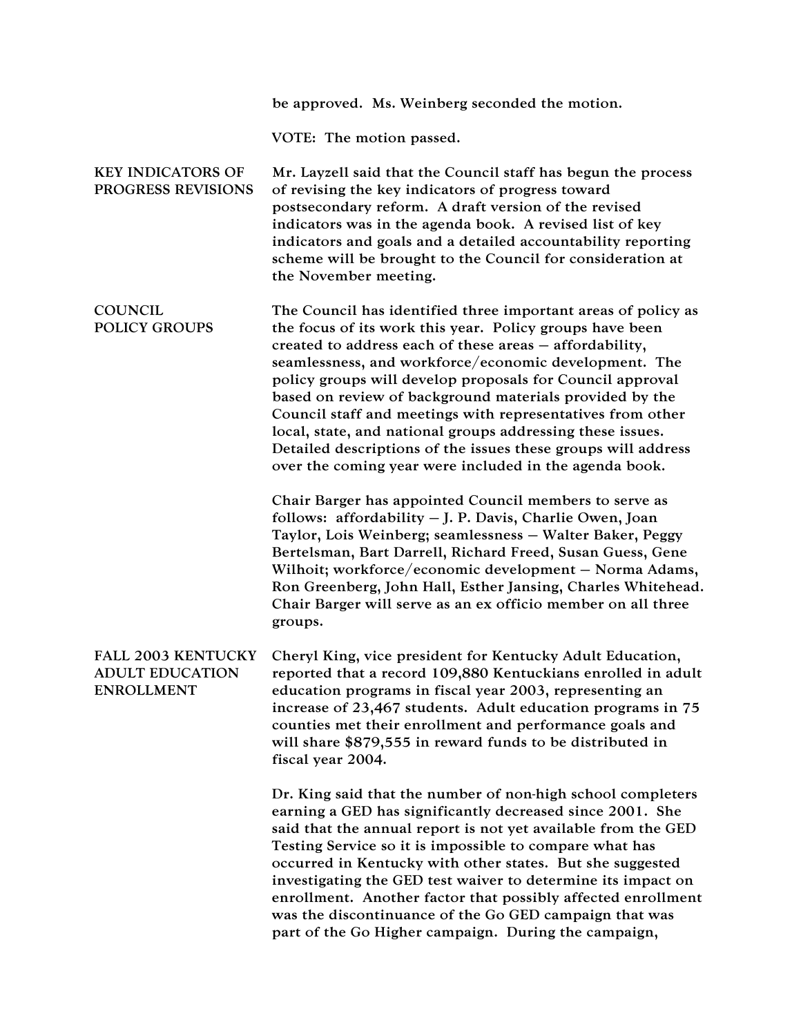be approved. Ms. Weinberg seconded the motion.

VOTE: The motion passed.

**KEY INDICATORS OF PROGRESS REVISIONS**

Mr. Layzell said that the Council staff has begun the process of revising the key indicators of progress toward postsecondary reform. A draft version of the revised indicators was in the agenda book. A revised list of key indicators and goals and a detailed accountability reporting scheme will be brought to the Council for consideration at the November meeting.

**COUNCIL POLICY GROUPS**

The Council has identified three important areas of policy as the focus of its work this year. Policy groups have been created to address each of these areas – affordability, seamlessness, and workforce/economic development. The policy groups will develop proposals for Council approval based on review of background materials provided by the Council staff and meetings with representatives from other local, state, and national groups addressing these issues. Detailed descriptions of the issues these groups will address over the coming year were included in the agenda book.

Chair Barger has appointed Council members to serve as follows: affordability – J. P. Davis, Charlie Owen, Joan Taylor, Lois Weinberg; seamlessness – Walter Baker, Peggy Bertelsman, Bart Darrell, Richard Freed, Susan Guess, Gene Wilhoit; workforce/economic development – Norma Adams, Ron Greenberg, John Hall, Esther Jansing, Charles Whitehead. Chair Barger will serve as an ex officio member on all three groups.

**FALL 2003 KENTUCKY ADULT EDUCATION ENROLLMENT**

Cheryl King, vice president for Kentucky Adult Education, reported that a record 109,880 Kentuckians enrolled in adult education programs in fiscal year 2003, representing an increase of 23,467 students. Adult education programs in 75 counties met their enrollment and performance goals and will share $879,555 in reward funds to be distributed in fiscal year 2004.

Dr. King said that the number of non-high school completers earning a GED has significantly decreased since 2001. She said that the annual report is not yet available from the GED Testing Service so it is impossible to compare what has occurred in Kentucky with other states. But she suggested investigating the GED test waiver to determine its impact on enrollment. Another factor that possibly affected enrollment was the discontinuance of the Go GED campaign that was part of the Go Higher campaign. During the campaign,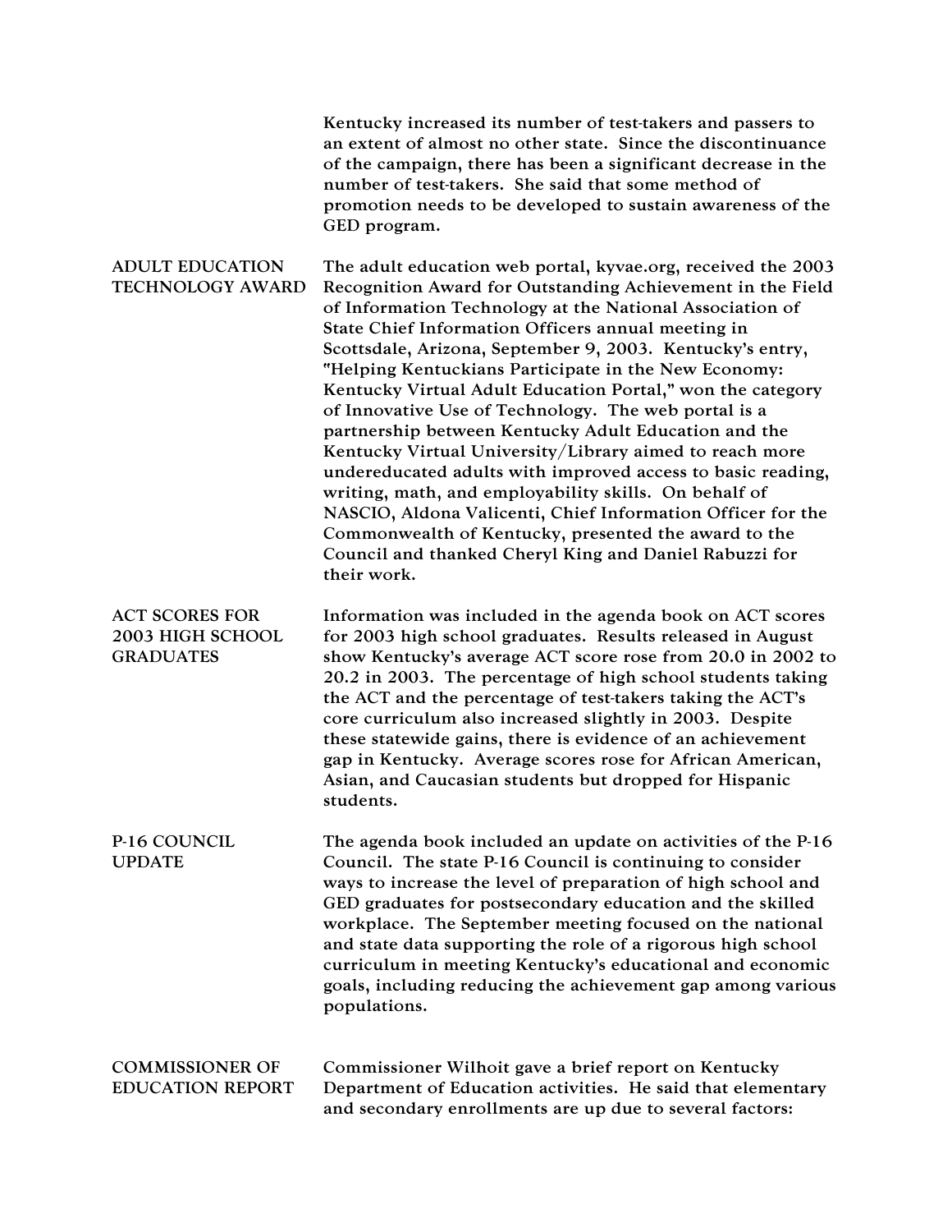Kentucky increased its number of test-takers and passers to an extent of almost no other state. Since the discontinuance of the campaign, there has been a significant decrease in the number of test-takers. She said that some method of promotion needs to be developed to sustain awareness of the GED program.

**ADULT EDUCATION TECHNOLOGY AWARD**

The adult education web portal, kyvae.org, received the 2003 Recognition Award for Outstanding Achievement in the Field of Information Technology at the National Association of State Chief Information Officers annual meeting in Scottsdale, Arizona, September 9, 2003. Kentucky's entry, "Helping Kentuckians Participate in the New Economy: Kentucky Virtual Adult Education Portal," won the category of Innovative Use of Technology. The web portal is a partnership between Kentucky Adult Education and the Kentucky Virtual University/Library aimed to reach more undereducated adults with improved access to basic reading, writing, math, and employability skills. On behalf of NASCIO, Aldona Valicenti, Chief Information Officer for the Commonwealth of Kentucky, presented the award to the Council and thanked Cheryl King and Daniel Rabuzzi for their work.

**ACT SCORES FOR 2003 HIGH SCHOOL GRADUATES**

Information was included in the agenda book on ACT scores for 2003 high school graduates. Results released in August show Kentucky's average ACT score rose from 20.0 in 2002 to 20.2 in 2003. The percentage of high school students taking the ACT and the percentage of test-takers taking the ACT's core curriculum also increased slightly in 2003. Despite these statewide gains, there is evidence of an achievement gap in Kentucky. Average scores rose for African American, Asian, and Caucasian students but dropped for Hispanic students.

**P-16 COUNCIL UPDATE**

The agenda book included an update on activities of the P-16 Council. The state P-16 Council is continuing to consider ways to increase the level of preparation of high school and GED graduates for postsecondary education and the skilled workplace. The September meeting focused on the national and state data supporting the role of a rigorous high school curriculum in meeting Kentucky's educational and economic goals, including reducing the achievement gap among various populations.

**COMMISSIONER OF EDUCATION REPORT**

Commissioner Wilhoit gave a brief report on Kentucky Department of Education activities. He said that elementary and secondary enrollments are up due to several factors: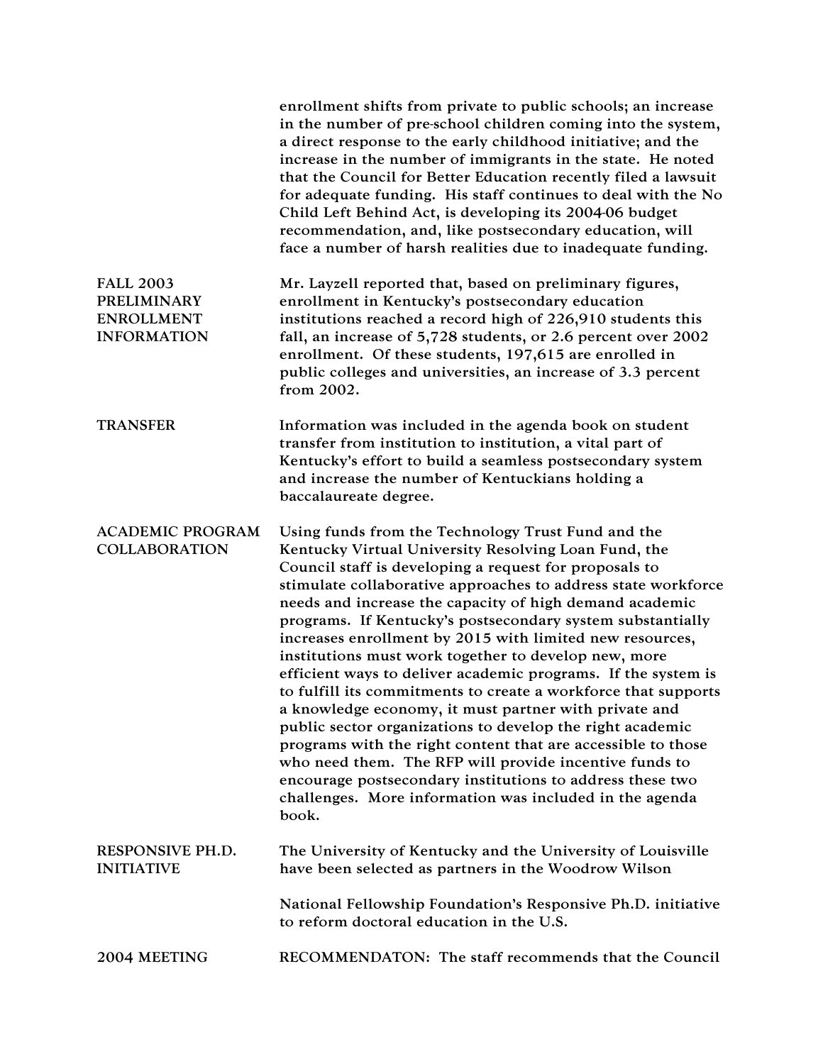enrollment shifts from private to public schools; an increase in the number of pre-school children coming into the system, a direct response to the early childhood initiative; and the increase in the number of immigrants in the state. He noted that the Council for Better Education recently filed a lawsuit for adequate funding. His staff continues to deal with the No Child Left Behind Act, is developing its 2004-06 budget recommendation, and, like postsecondary education, will face a number of harsh realities due to inadequate funding.

**FALL 2003 PRELIMINARY ENROLLMENT INFORMATION**

Mr. Layzell reported that, based on preliminary figures, enrollment in Kentucky's postsecondary education institutions reached a record high of 226,910 students this fall, an increase of 5,728 students, or 2.6 percent over 2002 enrollment. Of these students, 197,615 are enrolled in public colleges and universities, an increase of 3.3 percent from 2002.

**TRANSFER**

Information was included in the agenda book on student transfer from institution to institution, a vital part of Kentucky's effort to build a seamless postsecondary system and increase the number of Kentuckians holding a baccalaureate degree.

**ACADEMIC PROGRAM COLLABORATION**

Using funds from the Technology Trust Fund and the Kentucky Virtual University Resolving Loan Fund, the Council staff is developing a request for proposals to stimulate collaborative approaches to address state workforce needs and increase the capacity of high demand academic programs. If Kentucky's postsecondary system substantially increases enrollment by 2015 with limited new resources, institutions must work together to develop new, more efficient ways to deliver academic programs. If the system is to fulfill its commitments to create a workforce that supports a knowledge economy, it must partner with private and public sector organizations to develop the right academic programs with the right content that are accessible to those who need them. The RFP will provide incentive funds to encourage postsecondary institutions to address these two challenges. More information was included in the agenda book.

**RESPONSIVE PH.D. INITIATIVE**

The University of Kentucky and the University of Louisville have been selected as partners in the Woodrow Wilson National Fellowship Foundation's Responsive Ph.D. initiative to reform doctoral education in the U.S.

**2004 MEETING**

RECOMMENDATON: The staff recommends that the Council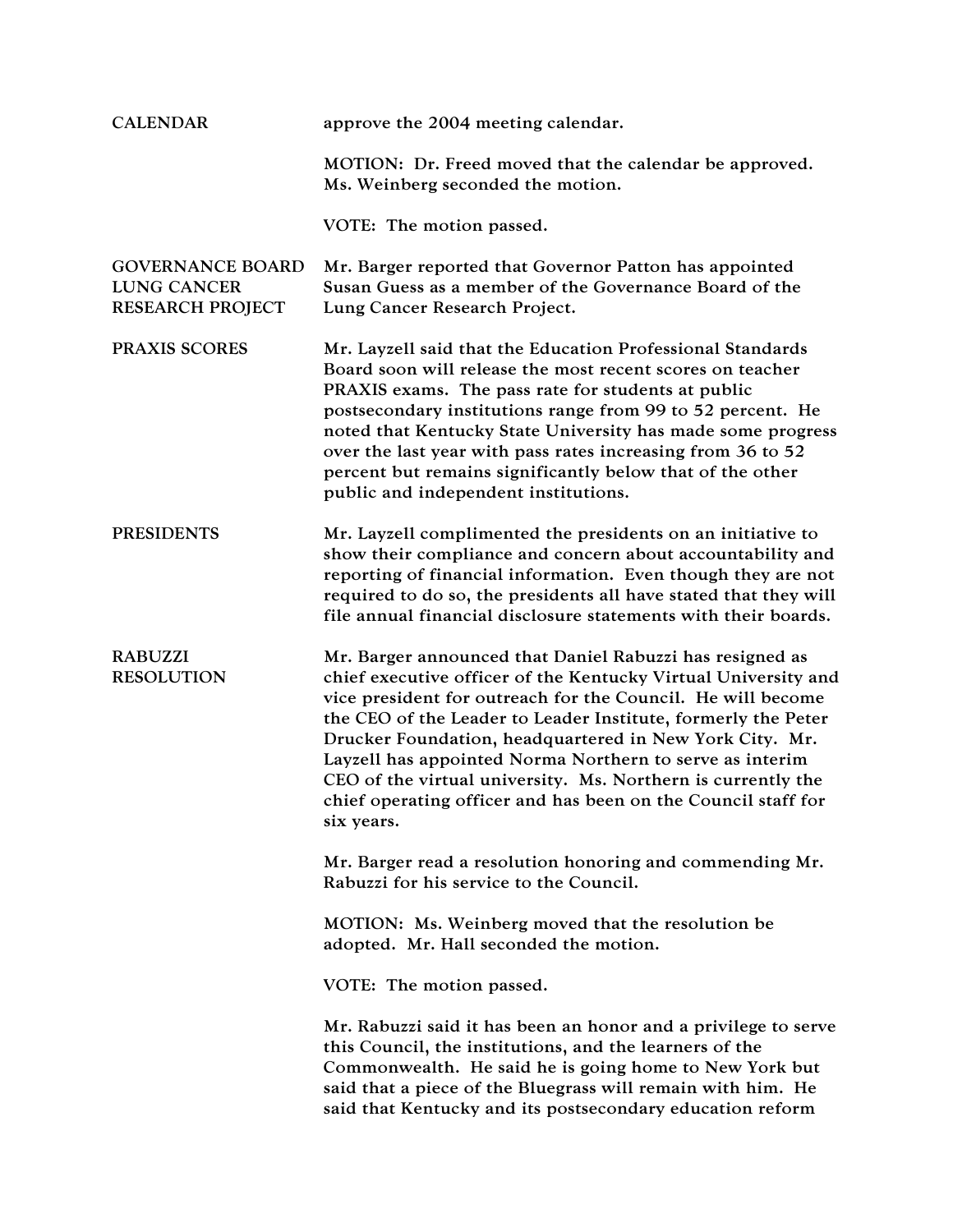**CALENDAR**

approve the 2004 meeting calendar.

MOTION: Dr. Freed moved that the calendar be approved. Ms. Weinberg seconded the motion.

VOTE: The motion passed.

**GOVERNANCE BOARD LUNG CANCER RESEARCH PROJECT**

Mr. Barger reported that Governor Patton has appointed Susan Guess as a member of the Governance Board of the Lung Cancer Research Project.

**PRAXIS SCORES**

Mr. Layzell said that the Education Professional Standards Board soon will release the most recent scores on teacher PRAXIS exams. The pass rate for students at public postsecondary institutions range from 99 to 52 percent. He noted that Kentucky State University has made some progress over the last year with pass rates increasing from 36 to 52 percent but remains significantly below that of the other public and independent institutions.

**PRESIDENTS**

Mr. Layzell complimented the presidents on an initiative to show their compliance and concern about accountability and reporting of financial information. Even though they are not required to do so, the presidents all have stated that they will file annual financial disclosure statements with their boards.

**RABUZZI RESOLUTION**

Mr. Barger announced that Daniel Rabuzzi has resigned as chief executive officer of the Kentucky Virtual University and vice president for outreach for the Council. He will become the CEO of the Leader to Leader Institute, formerly the Peter Drucker Foundation, headquartered in New York City. Mr. Layzell has appointed Norma Northern to serve as interim CEO of the virtual university. Ms. Northern is currently the chief operating officer and has been on the Council staff for six years.

Mr. Barger read a resolution honoring and commending Mr. Rabuzzi for his service to the Council.

MOTION: Ms. Weinberg moved that the resolution be adopted. Mr. Hall seconded the motion.

VOTE: The motion passed.

Mr. Rabuzzi said it has been an honor and a privilege to serve this Council, the institutions, and the learners of the Commonwealth. He said he is going home to New York but said that a piece of the Bluegrass will remain with him. He said that Kentucky and its postsecondary education reform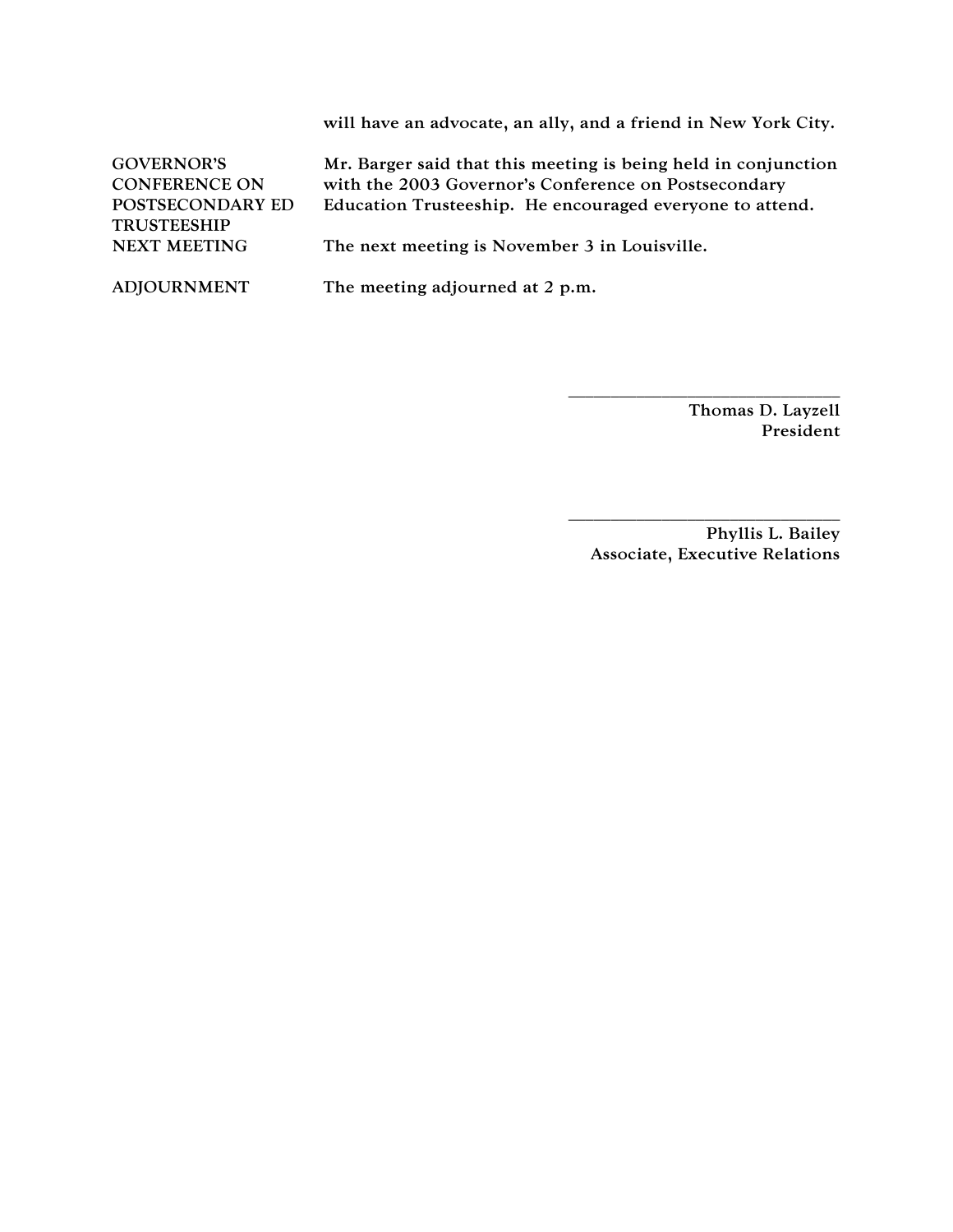will have an advocate, an ally, and a friend in New York City.

**GOVERNOR'S CONFERENCE ON POSTSECONDARY ED TRUSTEESHIP**

Mr. Barger said that this meeting is being held in conjunction with the 2003 Governor's Conference on Postsecondary Education Trusteeship. He encouraged everyone to attend.

**NEXT MEETING**

The next meeting is November 3 in Louisville.

**ADJOURNMENT**

The meeting adjourned at 2 p.m.

\_\_\_\_\_\_\_\_\_\_\_\_\_\_\_\_\_\_\_\_\_\_\_\_\_\_\_\_\_\_
Thomas D. Layzell
President

\_\_\_\_\_\_\_\_\_\_\_\_\_\_\_\_\_\_\_\_\_\_\_\_\_\_\_\_\_\_
Phyllis L. Bailey
Associate, Executive Relations